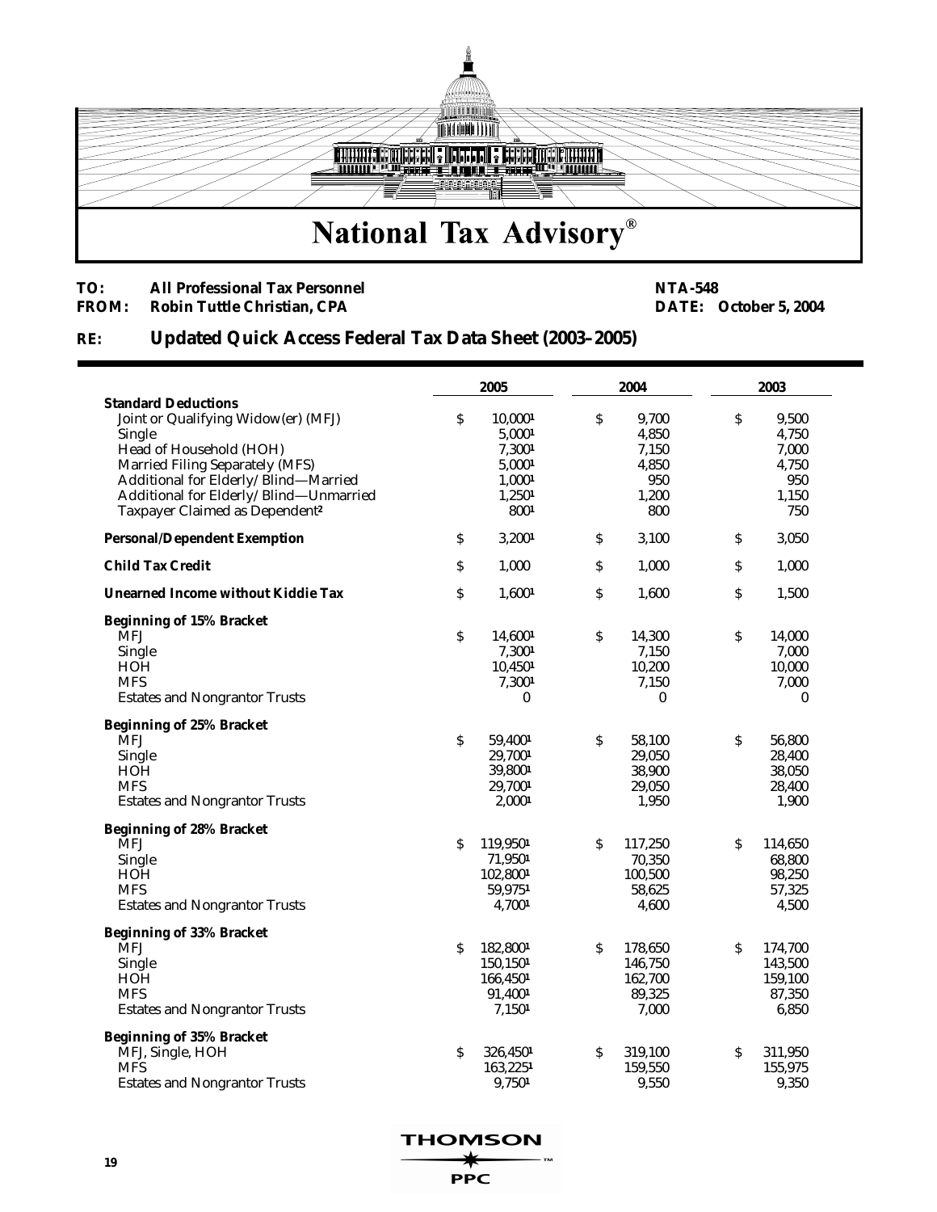# National Tax Advisory®

**TO:** All Professional Tax Personnel
**FROM:** Robin Tuttle Christian, CPA

**NTA-548**
**DATE:** October 5, 2004

## RE: Updated Quick Access Federal Tax Data Sheet (2003–2005)

| | 2005 | 2004 | 2003 |
|---|---|---|---|
| **Standard Deductions** | | | |
| Joint or Qualifying Widow(er) (MFJ) | $ 10,000[1] | $ 9,700 | $ 9,500 |
| Single | 5,000[1] | 4,850 | 4,750 |
| Head of Household (HOH) | 7,300[1] | 7,150 | 7,000 |
| Married Filing Separately (MFS) | 5,000[1] | 4,850 | 4,750 |
| Additional for Elderly/Blind—Married | 1,000[1] | 950 | 950 |
| Additional for Elderly/Blind—Unmarried | 1,250[1] | 1,200 | 1,150 |
| Taxpayer Claimed as Dependent[2] | 800[1] | 800 | 750 |
| **Personal/Dependent Exemption** | $ 3,200[1] | $ 3,100 | $ 3,050 |
| **Child Tax Credit** | $ 1,000 | $ 1,000 | $ 1,000 |
| **Unearned Income without Kiddie Tax** | $ 1,600[1] | $ 1,600 | $ 1,500 |
| **Beginning of 15% Bracket** | | | |
| MFJ | $ 14,600[1] | $ 14,300 | $ 14,000 |
| Single | 7,300[1] | 7,150 | 7,000 |
| HOH | 10,450[1] | 10,200 | 10,000 |
| MFS | 7,300[1] | 7,150 | 7,000 |
| Estates and Nongrantor Trusts | 0 | 0 | 0 |
| **Beginning of 25% Bracket** | | | |
| MFJ | $ 59,400[1] | $ 58,100 | $ 56,800 |
| Single | 29,700[1] | 29,050 | 28,400 |
| HOH | 39,800[1] | 38,900 | 38,050 |
| MFS | 29,700[1] | 29,050 | 28,400 |
| Estates and Nongrantor Trusts | 2,000[1] | 1,950 | 1,900 |
| **Beginning of 28% Bracket** | | | |
| MFJ | $ 119,950[1] | $ 117,250 | $ 114,650 |
| Single | 71,950[1] | 70,350 | 68,800 |
| HOH | 102,800[1] | 100,500 | 98,250 |
| MFS | 59,975[1] | 58,625 | 57,325 |
| Estates and Nongrantor Trusts | 4,700[1] | 4,600 | 4,500 |
| **Beginning of 33% Bracket** | | | |
| MFJ | $ 182,800[1] | $ 178,650 | $ 174,700 |
| Single | 150,150[1] | 146,750 | 143,500 |
| HOH | 166,450[1] | 162,700 | 159,100 |
| MFS | 91,400[1] | 89,325 | 87,350 |
| Estates and Nongrantor Trusts | 7,150[1] | 7,000 | 6,850 |
| **Beginning of 35% Bracket** | | | |
| MFJ, Single, HOH | $ 326,450[1] | $ 319,100 | $ 311,950 |
| MFS | 163,225[1] | 159,550 | 155,975 |
| Estates and Nongrantor Trusts | 9,750[1] | 9,550 | 9,350 |

THOMSON PPC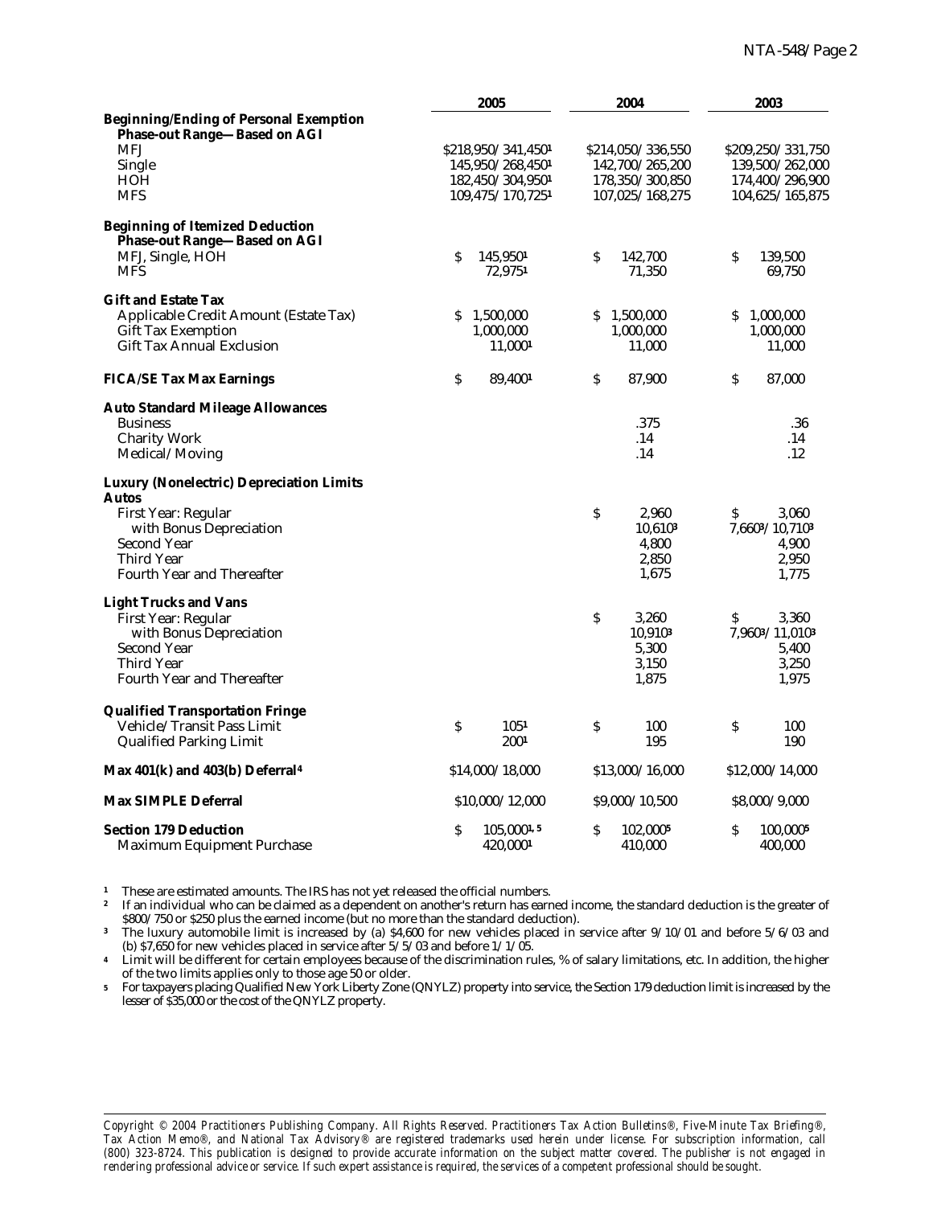| | 2005 | 2004 | 2003 |
|---|---|---|---|
| **Beginning/Ending of Personal Exemption Phase-out Range—Based on AGI** | | | |
| MFJ | $218,950/341,450[1] | $214,050/336,550 | $209,250/331,750 |
| Single | 145,950/268,450[1] | 142,700/265,200 | 139,500/262,000 |
| HOH | 182,450/304,950[1] | 178,350/300,850 | 174,400/296,900 |
| MFS | 109,475/170,725[1] | 107,025/168,275 | 104,625/165,875 |
| **Beginning of Itemized Deduction Phase-out Range—Based on AGI** | | | |
| MFJ, Single, HOH | $ 145,950[1] | $ 142,700 | $ 139,500 |
| MFS | 72,975[1] | 71,350 | 69,750 |
| **Gift and Estate Tax** | | | |
| Applicable Credit Amount (Estate Tax) | $ 1,500,000 | $ 1,500,000 | $ 1,000,000 |
| Gift Tax Exemption | 1,000,000 | 1,000,000 | 1,000,000 |
| Gift Tax Annual Exclusion | 11,000[1] | 11,000 | 11,000 |
| **FICA/SE Tax Max Earnings** | $ 89,400[1] | $ 87,900 | $ 87,000 |
| **Auto Standard Mileage Allowances** | | | |
| Business | | .375 | .36 |
| Charity Work | | .14 | .14 |
| Medical/Moving | | .14 | .12 |
| **Luxury (Nonelectric) Depreciation Limits** | | | |
| **Autos** | | | |
| First Year: Regular | | $ 2,960 | $ 3,060 |
| with Bonus Depreciation | | 10,610[3] | 7,660[3]/10,710[3] |
| Second Year | | 4,800 | 4,900 |
| Third Year | | 2,850 | 2,950 |
| Fourth Year and Thereafter | | 1,675 | 1,775 |
| **Light Trucks and Vans** | | | |
| First Year: Regular | | $ 3,260 | $ 3,360 |
| with Bonus Depreciation | | 10,910[3] | 7,960[3]/11,010[3] |
| Second Year | | 5,300 | 5,400 |
| Third Year | | 3,150 | 3,250 |
| Fourth Year and Thereafter | | 1,875 | 1,975 |
| **Qualified Transportation Fringe** | | | |
| Vehicle/Transit Pass Limit | $ 105[1] | $ 100 | $ 100 |
| Qualified Parking Limit | 200[1] | 195 | 190 |
| **Max 401(k) and 403(b) Deferral[4]** | $14,000/18,000 | $13,000/16,000 | $12,000/14,000 |
| **Max SIMPLE Deferral** | $10,000/12,000 | $9,000/10,500 | $8,000/9,000 |
| **Section 179 Deduction** | $ 105,000[1, 5] | $ 102,000[5] | $ 100,000[5] |
| Maximum Equipment Purchase | 420,000[1] | 410,000 | 400,000 |

[1] These are estimated amounts. The IRS has not yet released the official numbers.

[2] If an individual who can be claimed as a dependent on another's return has earned income, the standard deduction is the greater of $800/750 or $250 plus the earned income (but no more than the standard deduction).

[3] The luxury automobile limit is increased by (a) $4,600 for new vehicles placed in service after 9/10/01 and before 5/6/03 and (b) $7,650 for new vehicles placed in service after 5/5/03 and before 1/1/05.

[4] Limit will be different for certain employees because of the discrimination rules, % of salary limitations, etc. In addition, the higher of the two limits applies only to those age 50 or older.

[5] For taxpayers placing Qualified New York Liberty Zone (QNYLZ) property into service, the Section 179 deduction limit is increased by the lesser of $35,000 or the cost of the QNYLZ property.

*Copyright © 2004 Practitioners Publishing Company. All Rights Reserved. Practitioners Tax Action Bulletins®, Five-Minute Tax Briefing®, Tax Action Memo®, and National Tax Advisory® are registered trademarks used herein under license. For subscription information, call (800) 323-8724. This publication is designed to provide accurate information on the subject matter covered. The publisher is not engaged in rendering professional advice or service. If such expert assistance is required, the services of a competent professional should be sought.*